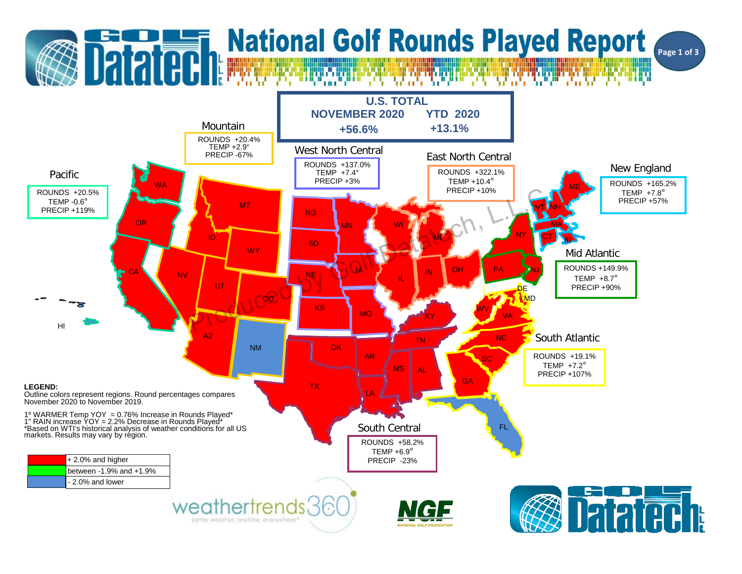# National Golf Rounds Played Report

## U.S. TOTAL

| NOVEMBER 2020 | YTD 2020 |
|---|---|
| +56.6% | +13.1% |

### Mountain
ROUNDS +20.4%
TEMP +2.9°
PRECIP -67%

### West North Central
ROUNDS +137.0%
TEMP +7.4°
PRECIP +3%

### East North Central
ROUNDS +322.1%
TEMP +10.4°
PRECIP +10%

### New England
ROUNDS +165.2%
TEMP +7.8°
PRECIP +57%

### Pacific
ROUNDS +20.5%
TEMP -0.6°
PRECIP +119%

### Mid Atlantic
ROUNDS +149.9%
TEMP +8.7°
PRECIP +90%

### South Atlantic
ROUNDS +19.1%
TEMP +7.2°
PRECIP +107%

### South Central
ROUNDS +58.2%
TEMP +6.9°
PRECIP -23%

**LEGEND:**
Outline colors represent regions. Round percentages compares November 2020 to November 2019.

1º WARMER Temp YOY = 0.76% Increase in Rounds Played*
1" RAIN increase YOY = 2.2% Decrease in Rounds Played*
*Based on WTI's historical analysis of weather conditions for all US markets. Results may vary by region.

| Color | Range |
|---|---|
| Red | + 2.0% and higher |
| Green | between -1.9% and +1.9% |
| Blue | - 2.0% and lower |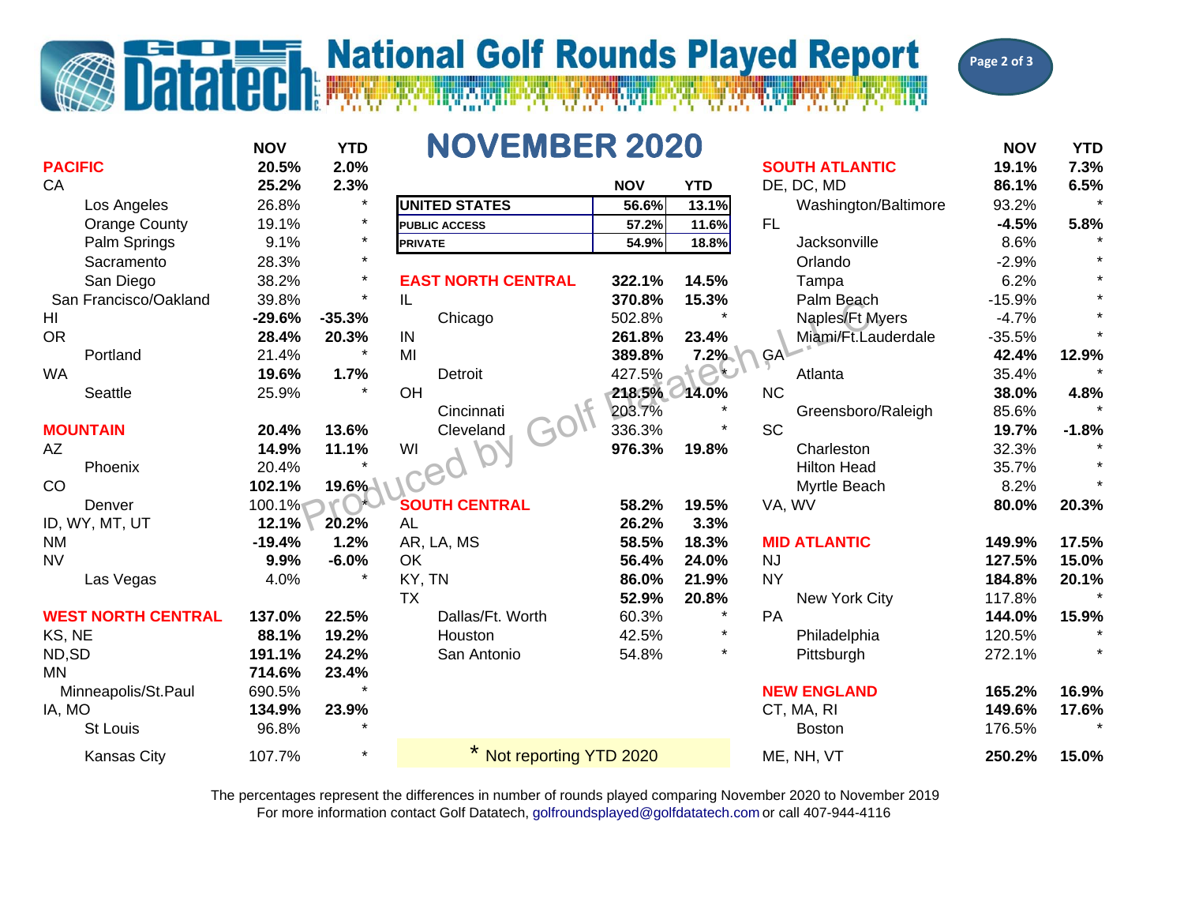# National Golf Rounds Played Report

## NOVEMBER 2020

| | NOV | YTD |
|---|---|---|
| **UNITED STATES** | 56.6% | 13.1% |
| **PUBLIC ACCESS** | 57.2% | 11.6% |
| **PRIVATE** | 54.9% | 18.8% |

| | NOV | YTD |
|---|---|---|
| **PACIFIC** | **20.5%** | **2.0%** |
| CA | **25.2%** | **2.3%** |
| Los Angeles | 26.8% | * |
| Orange County | 19.1% | * |
| Palm Springs | 9.1% | * |
| Sacramento | 28.3% | * |
| San Diego | 38.2% | * |
| San Francisco/Oakland | 39.8% | * |
| HI | **-29.6%** | **-35.3%** |
| OR | **28.4%** | **20.3%** |
| Portland | 21.4% | * |
| WA | **19.6%** | **1.7%** |
| Seattle | 25.9% | * |
| **MOUNTAIN** | **20.4%** | **13.6%** |
| AZ | **14.9%** | **11.1%** |
| Phoenix | 20.4% | * |
| CO | **102.1%** | **19.6%** |
| Denver | 100.1% | * |
| ID, WY, MT, UT | **12.1%** | **20.2%** |
| NM | **-19.4%** | **1.2%** |
| NV | **9.9%** | **-6.0%** |
| Las Vegas | 4.0% | * |
| **WEST NORTH CENTRAL** | **137.0%** | **22.5%** |
| KS, NE | **88.1%** | **19.2%** |
| ND,SD | **191.1%** | **24.2%** |
| MN | **714.6%** | **23.4%** |
| Minneapolis/St.Paul | 690.5% | * |
| IA, MO | **134.9%** | **23.9%** |
| St Louis | 96.8% | * |
| Kansas City | 107.7% | * |

| | NOV | YTD |
|---|---|---|
| **EAST NORTH CENTRAL** | **322.1%** | **14.5%** |
| IL | **370.8%** | **15.3%** |
| Chicago | 502.8% | * |
| IN | **261.8%** | **23.4%** |
| MI | **389.8%** | **7.2%** |
| Detroit | 427.5% | * |
| OH | **218.5%** | **14.0%** |
| Cincinnati | 203.7% | * |
| Cleveland | 336.3% | * |
| WI | **976.3%** | **19.8%** |
| **SOUTH CENTRAL** | **58.2%** | **19.5%** |
| AL | **26.2%** | **3.3%** |
| AR, LA, MS | **58.5%** | **18.3%** |
| OK | **56.4%** | **24.0%** |
| KY, TN | **86.0%** | **21.9%** |
| TX | **52.9%** | **20.8%** |
| Dallas/Ft. Worth | 60.3% | * |
| Houston | 42.5% | * |
| San Antonio | 54.8% | * |

| | NOV | YTD |
|---|---|---|
| **SOUTH ATLANTIC** | **19.1%** | **7.3%** |
| DE, DC, MD | **86.1%** | **6.5%** |
| Washington/Baltimore | 93.2% | * |
| FL | **-4.5%** | **5.8%** |
| Jacksonville | 8.6% | * |
| Orlando | -2.9% | * |
| Tampa | 6.2% | * |
| Palm Beach | -15.9% | * |
| Naples/Ft Myers | -4.7% | * |
| Miami/Ft.Lauderdale | -35.5% | * |
| GA | **42.4%** | **12.9%** |
| Atlanta | 35.4% | * |
| NC | **38.0%** | **4.8%** |
| Greensboro/Raleigh | 85.6% | * |
| SC | **19.7%** | **-1.8%** |
| Charleston | 32.3% | * |
| Hilton Head | 35.7% | * |
| Myrtle Beach | 8.2% | * |
| VA, WV | **80.0%** | **20.3%** |
| **MID ATLANTIC** | **149.9%** | **17.5%** |
| NJ | **127.5%** | **15.0%** |
| NY | **184.8%** | **20.1%** |
| New York City | 117.8% | * |
| PA | **144.0%** | **15.9%** |
| Philadelphia | 120.5% | * |
| Pittsburgh | 272.1% | * |
| **NEW ENGLAND** | **165.2%** | **16.9%** |
| CT, MA, RI | **149.6%** | **17.6%** |
| Boston | 176.5% | * |
| ME, NH, VT | **250.2%** | **15.0%** |

\* Not reporting YTD 2020

The percentages represent the differences in number of rounds played comparing November 2020 to November 2019

For more information contact Golf Datatech, golfroundsplayed@golfdatatech.com or call 407-944-4116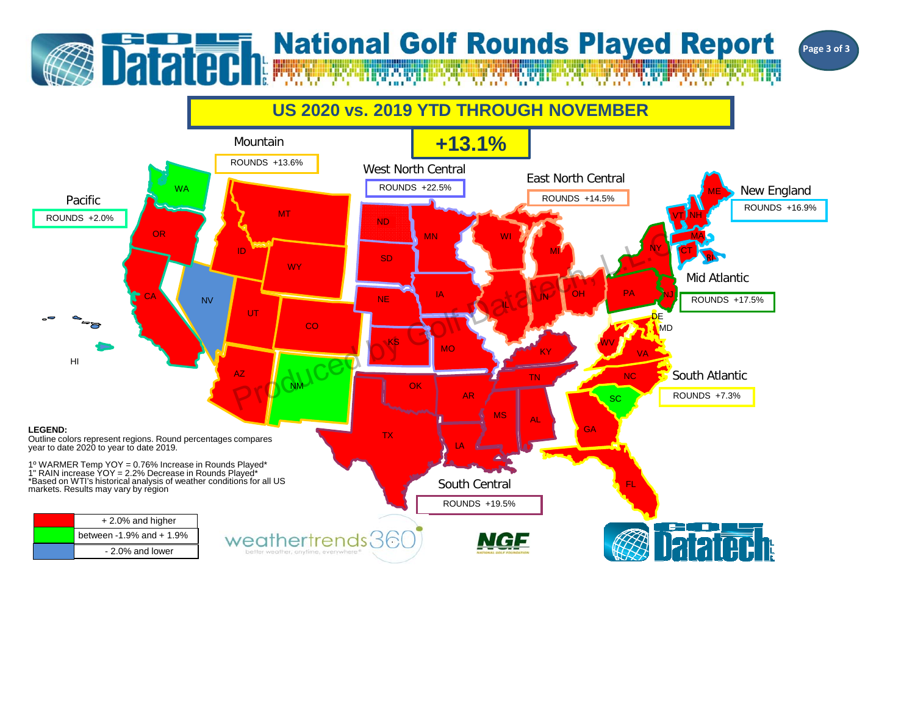# National Golf Rounds Played Report

## US 2020 vs. 2019 YTD THROUGH NOVEMBER

**+13.1%**

Mountain
ROUNDS +13.6%

West North Central
ROUNDS +22.5%

East North Central
ROUNDS +14.5%

New England
ROUNDS +16.9%

Pacific
ROUNDS +2.0%

Mid Atlantic
ROUNDS +17.5%

South Atlantic
ROUNDS +7.3%

South Central
ROUNDS +19.5%

WA, OR, CA, NV, ID, MT, WY, UT, CO, AZ, NM, HI, ND, SD, NE, KS, MN, IA, MO, WI, MI, IL, IN, OH, KY, TN, OK, TX, AR, LA, MS, AL, GA, FL, SC, NC, VA, WV, MD, DE, PA, NJ, NY, CT, RI, MA, VT, NH, ME

Produced by Golf Datatech, L.L.C.

**LEGEND:**
Outline colors represent regions. Round percentages compares year to date 2020 to year to date 2019.

1º WARMER Temp YOY = 0.76% Increase in Rounds Played*
1" RAIN increase YOY = 2.2% Decrease in Rounds Played*
*Based on WTI's historical analysis of weather conditions for all US markets. Results may vary by region

+ 2.0% and higher
between -1.9% and + 1.9%
- 2.0% and lower

weathertrends360 better weather, anytime, everywhere®

NGF NATIONAL GOLF FOUNDATION

Golf Datatech L.L.C.